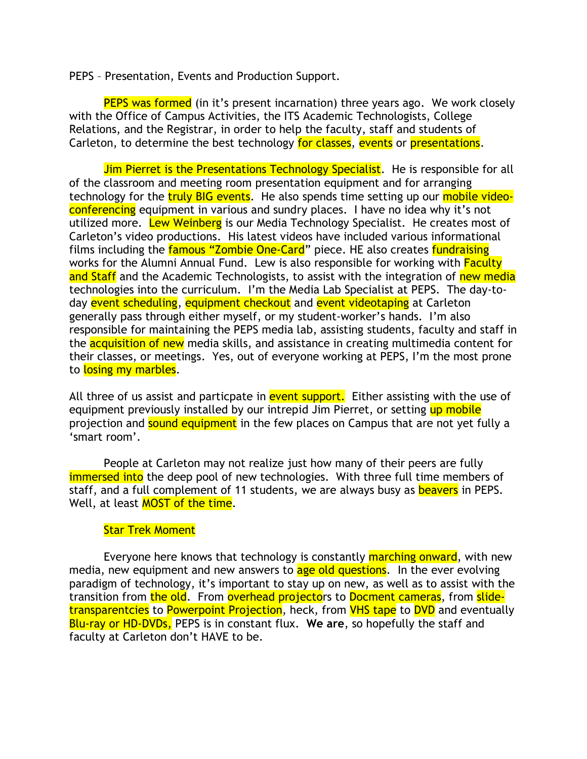PEPS – Presentation, Events and Production Support.

PEPS was formed (in it's present incarnation) three years ago. We work closely with the Office of Campus Activities, the ITS Academic Technologists, College Relations, and the Registrar, in order to help the faculty, staff and students of Carleton, to determine the best technology for classes, events or presentations.

Jim Pierret is the Presentations Technology Specialist. He is responsible for all of the classroom and meeting room presentation equipment and for arranging technology for the truly BIG events. He also spends time setting up our mobile video-conferencing equipment in various and sundry places. I have no idea why it's not utilized more. Lew Weinberg is our Media Technology Specialist. He creates most of Carleton's video productions. His latest videos have included various informational films including the famous "Zombie One-Card" piece. HE also creates fundraising works for the Alumni Annual Fund. Lew is also responsible for working with Faculty and Staff and the Academic Technologists, to assist with the integration of new media technologies into the curriculum. I'm the Media Lab Specialist at PEPS. The day-to-day event scheduling, equipment checkout and event videotaping at Carleton generally pass through either myself, or my student-worker's hands. I'm also responsible for maintaining the PEPS media lab, assisting students, faculty and staff in the acquisition of new media skills, and assistance in creating multimedia content for their classes, or meetings. Yes, out of everyone working at PEPS, I'm the most prone to losing my marbles.

All three of us assist and particpate in event support. Either assisting with the use of equipment previously installed by our intrepid Jim Pierret, or setting up mobile projection and sound equipment in the few places on Campus that are not yet fully a 'smart room'.

People at Carleton may not realize just how many of their peers are fully immersed into the deep pool of new technologies. With three full time members of staff, and a full complement of 11 students, we are always busy as beavers in PEPS. Well, at least MOST of the time.

Star Trek Moment

Everyone here knows that technology is constantly marching onward, with new media, new equipment and new answers to age old questions. In the ever evolving paradigm of technology, it's important to stay up on new, as well as to assist with the transition from the old. From overhead projectors to Docment cameras, from slide-transparentcies to Powerpoint Projection, heck, from VHS tape to DVD and eventually Blu-ray or HD-DVDs, PEPS is in constant flux. **We are**, so hopefully the staff and faculty at Carleton don't HAVE to be.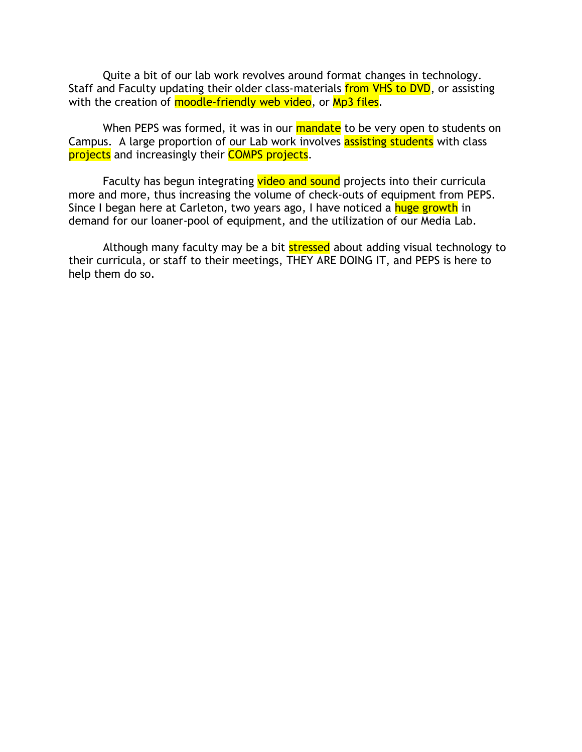Quite a bit of our lab work revolves around format changes in technology. Staff and Faculty updating their older class-materials from VHS to DVD, or assisting with the creation of moodle-friendly web video, or Mp3 files.

When PEPS was formed, it was in our mandate to be very open to students on Campus. A large proportion of our Lab work involves assisting students with class projects and increasingly their COMPS projects.

Faculty has begun integrating video and sound projects into their curricula more and more, thus increasing the volume of check-outs of equipment from PEPS. Since I began here at Carleton, two years ago, I have noticed a huge growth in demand for our loaner-pool of equipment, and the utilization of our Media Lab.

Although many faculty may be a bit stressed about adding visual technology to their curricula, or staff to their meetings, THEY ARE DOING IT, and PEPS is here to help them do so.